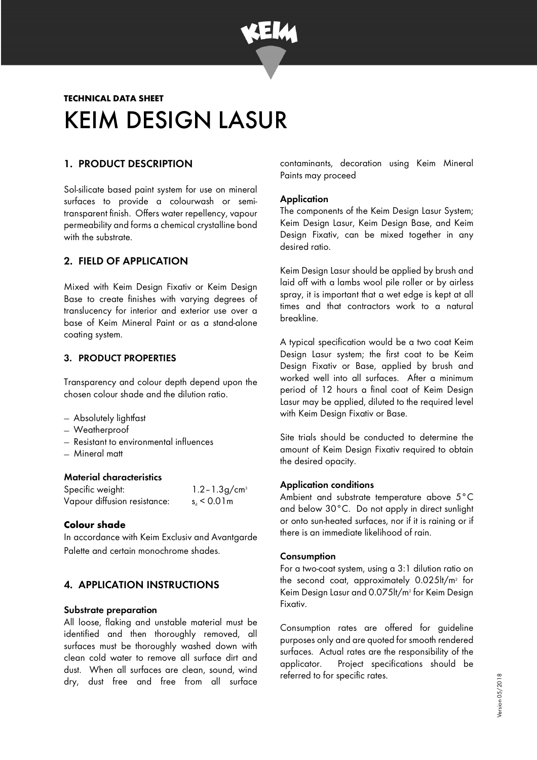**TECHNICAL DATA SHEET**

# KEIM DESIGN LASUR

## 1. PRODUCT DESCRIPTION

Sol-silicate based paint system for use on mineral surfaces to provide a colourwash or semi-transparent finish. Offers water repellency, vapour permeability and forms a chemical crystalline bond with the substrate.

## 2. FIELD OF APPLICATION

Mixed with Keim Design Fixativ or Keim Design Base to create finishes with varying degrees of translucency for interior and exterior use over a base of Keim Mineral Paint or as a stand-alone coating system.

## 3. PRODUCT PROPERTIES

Transparency and colour depth depend upon the chosen colour shade and the dilution ratio.

- Absolutely lightfast
- Weatherproof
- Resistant to environmental influences
- Mineral matt

### Material characteristics

| | |
|---|---|
| Specific weight: | 1.2 – 1.3g/cm$^3$ |
| Vapour diffusion resistance: | $s_d < 0.01$m |

### Colour shade

In accordance with Keim Exclusiv and Avantgarde Palette and certain monochrome shades.

## 4. APPLICATION INSTRUCTIONS

### Substrate preparation

All loose, flaking and unstable material must be identified and then thoroughly removed, all surfaces must be thoroughly washed down with clean cold water to remove all surface dirt and dust. When all surfaces are clean, sound, wind dry, dust free and free from all surface contaminants, decoration using Keim Mineral Paints may proceed

### Application

The components of the Keim Design Lasur System; Keim Design Lasur, Keim Design Base, and Keim Design Fixativ, can be mixed together in any desired ratio.

Keim Design Lasur should be applied by brush and laid off with a lambs wool pile roller or by airless spray, it is important that a wet edge is kept at all times and that contractors work to a natural breakline.

A typical specification would be a two coat Keim Design Lasur system; the first coat to be Keim Design Fixativ or Base, applied by brush and worked well into all surfaces. After a minimum period of 12 hours a final coat of Keim Design Lasur may be applied, diluted to the required level with Keim Design Fixativ or Base.

Site trials should be conducted to determine the amount of Keim Design Fixativ required to obtain the desired opacity.

### Application conditions

Ambient and substrate temperature above 5°C and below 30°C. Do not apply in direct sunlight or onto sun-heated surfaces, nor if it is raining or if there is an immediate likelihood of rain.

### Consumption

For a two-coat system, using a 3:1 dilution ratio on the second coat, approximately 0.025lt/m$^2$ for Keim Design Lasur and 0.075lt/m$^2$ for Keim Design Fixativ.

Consumption rates are offered for guideline purposes only and are quoted for smooth rendered surfaces. Actual rates are the responsibility of the applicator. Project specifications should be referred to for specific rates.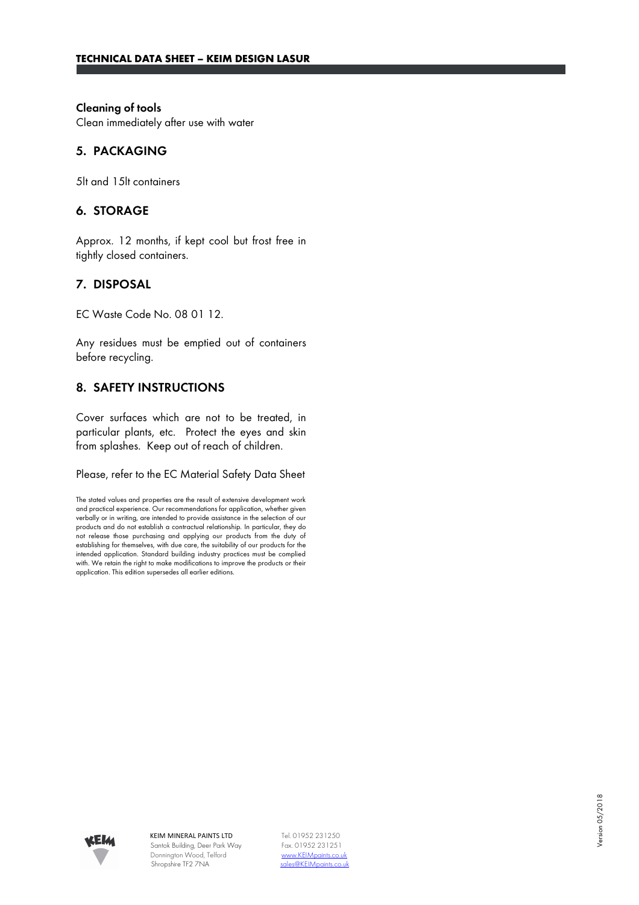### Cleaning of tools

Clean immediately after use with water

## 5. PACKAGING

5lt and 15lt containers

## 6. STORAGE

Approx. 12 months, if kept cool but frost free in tightly closed containers.

## 7. DISPOSAL

EC Waste Code No. 08 01 12.

Any residues must be emptied out of containers before recycling.

## 8. SAFETY INSTRUCTIONS

Cover surfaces which are not to be treated, in particular plants, etc. Protect the eyes and skin from splashes. Keep out of reach of children.

Please, refer to the EC Material Safety Data Sheet

The stated values and properties are the result of extensive development work and practical experience. Our recommendations for application, whether given verbally or in writing, are intended to provide assistance in the selection of our products and do not establish a contractual relationship. In particular, they do not release those purchasing and applying our products from the duty of establishing for themselves, with due care, the suitability of our products for the intended application. Standard building industry practices must be complied with. We retain the right to make modifications to improve the products or their application. This edition supersedes all earlier editions.

KEIM MINERAL PAINTS LTD
Santok Building, Deer Park Way
Donnington Wood, Telford
Shropshire TF2 7NA

Tel. 01952 231250
Fax. 01952 231251
www.KEIMpaints.co.uk
sales@KEIMpaints.co.uk

Version 05/2018